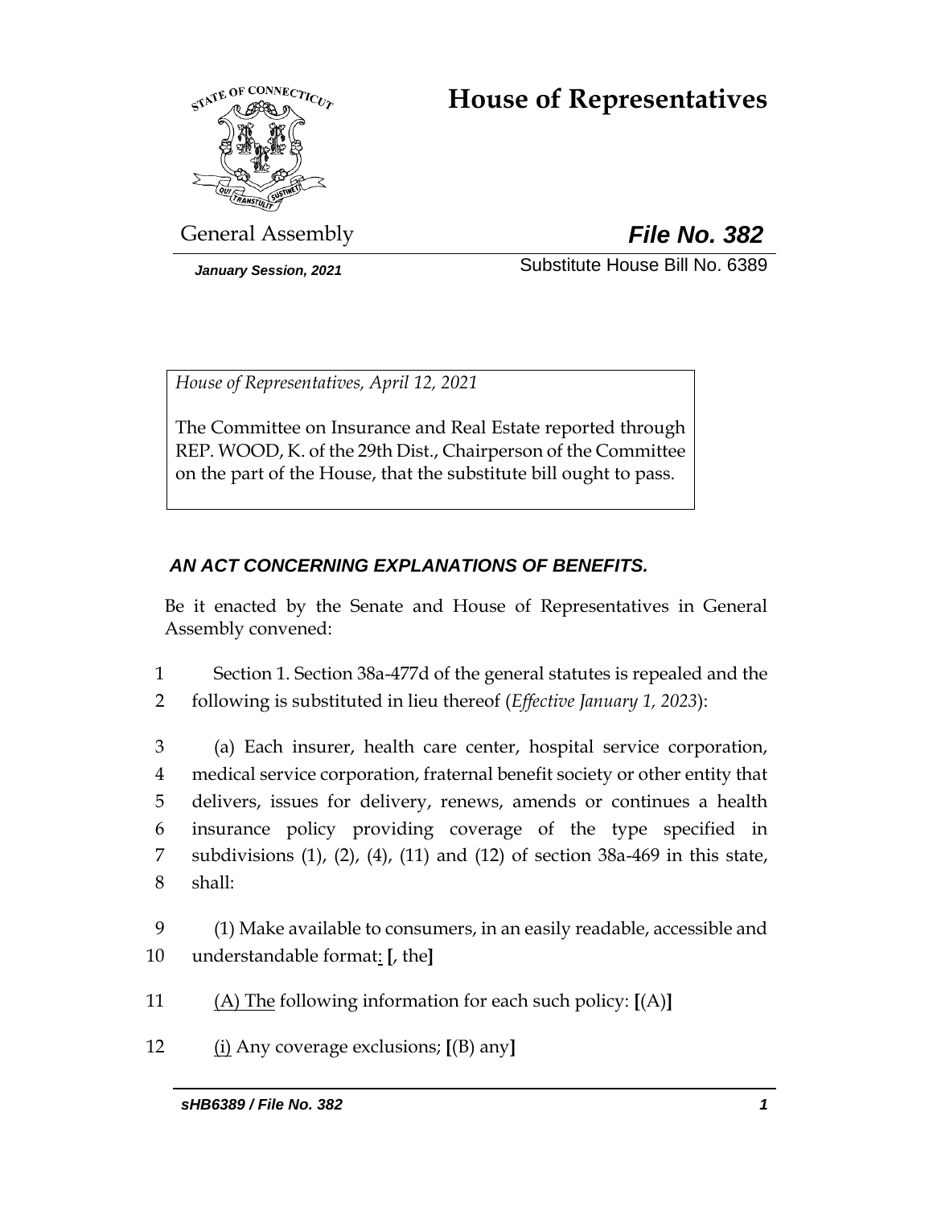# House of Representatives

General Assembly

***File No. 382***

*January Session, 2021*

Substitute House Bill No. 6389

*House of Representatives, April 12, 2021*

The Committee on Insurance and Real Estate reported through REP. WOOD, K. of the 29th Dist., Chairperson of the Committee on the part of the House, that the substitute bill ought to pass.

***AN ACT CONCERNING EXPLANATIONS OF BENEFITS.***

Be it enacted by the Senate and House of Representatives in General Assembly convened:

1 Section 1. Section 38a-477d of the general statutes is repealed and the
2 following is substituted in lieu thereof (*Effective January 1, 2023*):

3 (a) Each insurer, health care center, hospital service corporation,
4 medical service corporation, fraternal benefit society or other entity that
5 delivers, issues for delivery, renews, amends or continues a health
6 insurance policy providing coverage of the type specified in
7 subdivisions (1), (2), (4), (11) and (12) of section 38a-469 in this state,
8 shall:

9 (1) Make available to consumers, in an easily readable, accessible and
10 understandable format: **[**, the**]**

11 (A) The following information for each such policy: **[**(A)**]**

12 (i) Any coverage exclusions; **[**(B) any**]**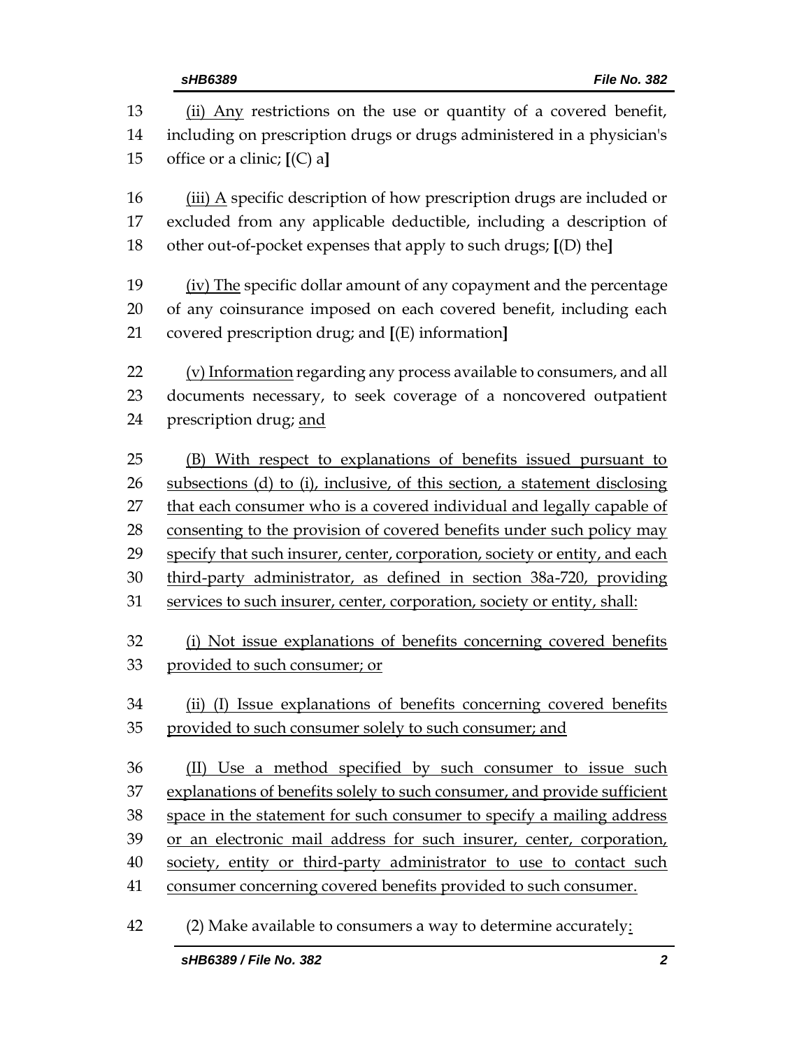13 (ii) Any restrictions on the use or quantity of a covered benefit,
14 including on prescription drugs or drugs administered in a physician's
15 office or a clinic; [(C) a]

16 (iii) A specific description of how prescription drugs are included or
17 excluded from any applicable deductible, including a description of
18 other out-of-pocket expenses that apply to such drugs; [(D) the]

19 (iv) The specific dollar amount of any copayment and the percentage
20 of any coinsurance imposed on each covered benefit, including each
21 covered prescription drug; and [(E) information]

22 (v) Information regarding any process available to consumers, and all
23 documents necessary, to seek coverage of a noncovered outpatient
24 prescription drug; and

25 (B) With respect to explanations of benefits issued pursuant to
26 subsections (d) to (i), inclusive, of this section, a statement disclosing
27 that each consumer who is a covered individual and legally capable of
28 consenting to the provision of covered benefits under such policy may
29 specify that such insurer, center, corporation, society or entity, and each
30 third-party administrator, as defined in section 38a-720, providing
31 services to such insurer, center, corporation, society or entity, shall:

32 (i) Not issue explanations of benefits concerning covered benefits
33 provided to such consumer; or

34 (ii) (I) Issue explanations of benefits concerning covered benefits
35 provided to such consumer solely to such consumer; and

36 (II) Use a method specified by such consumer to issue such
37 explanations of benefits solely to such consumer, and provide sufficient
38 space in the statement for such consumer to specify a mailing address
39 or an electronic mail address for such insurer, center, corporation,
40 society, entity or third-party administrator to use to contact such
41 consumer concerning covered benefits provided to such consumer.

42 (2) Make available to consumers a way to determine accurately: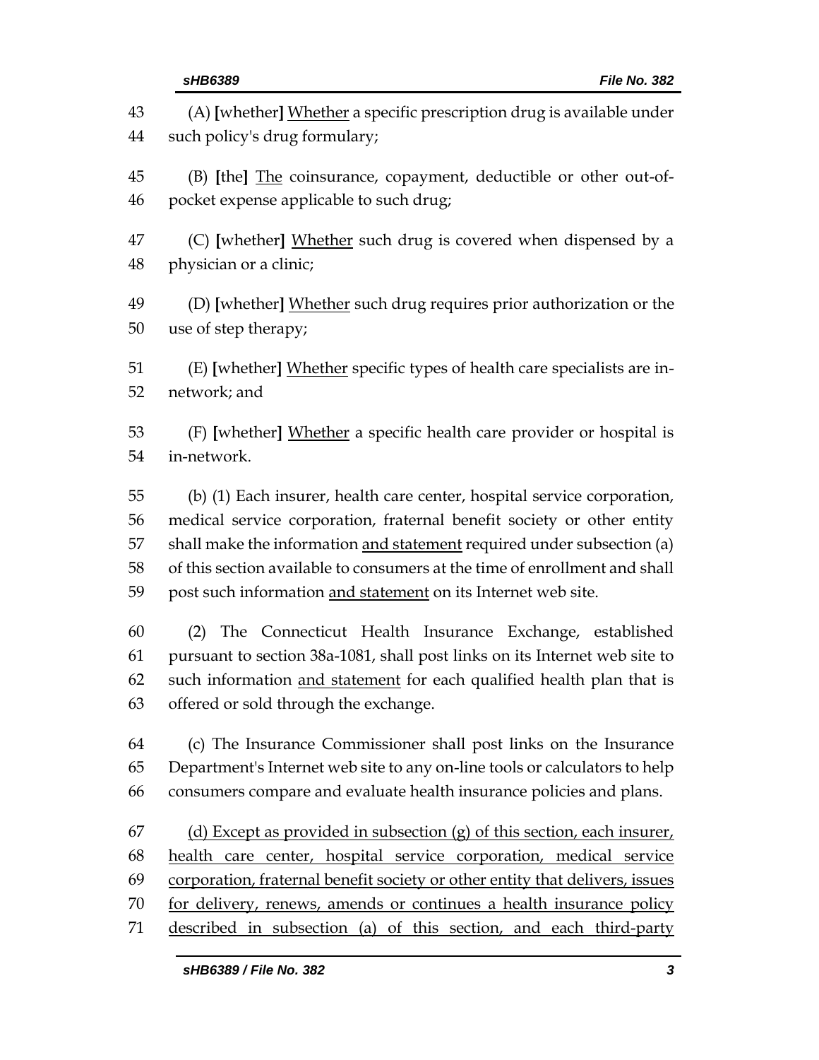(A) **[**whether**]** <u>Whether</u> a specific prescription drug is available under such policy's drug formulary;

(B) **[**the**]** <u>The</u> coinsurance, copayment, deductible or other out-of-pocket expense applicable to such drug;

(C) **[**whether**]** <u>Whether</u> such drug is covered when dispensed by a physician or a clinic;

(D) **[**whether**]** <u>Whether</u> such drug requires prior authorization or the use of step therapy;

(E) **[**whether**]** <u>Whether</u> specific types of health care specialists are in-network; and

(F) **[**whether**]** <u>Whether</u> a specific health care provider or hospital is in-network.

(b) (1) Each insurer, health care center, hospital service corporation, medical service corporation, fraternal benefit society or other entity shall make the information <u>and statement</u> required under subsection (a) of this section available to consumers at the time of enrollment and shall post such information <u>and statement</u> on its Internet web site.

(2) The Connecticut Health Insurance Exchange, established pursuant to section 38a-1081, shall post links on its Internet web site to such information <u>and statement</u> for each qualified health plan that is offered or sold through the exchange.

(c) The Insurance Commissioner shall post links on the Insurance Department's Internet web site to any on-line tools or calculators to help consumers compare and evaluate health insurance policies and plans.

<u>(d) Except as provided in subsection (g) of this section, each insurer, health care center, hospital service corporation, medical service corporation, fraternal benefit society or other entity that delivers, issues for delivery, renews, amends or continues a health insurance policy described in subsection (a) of this section, and each third-party</u>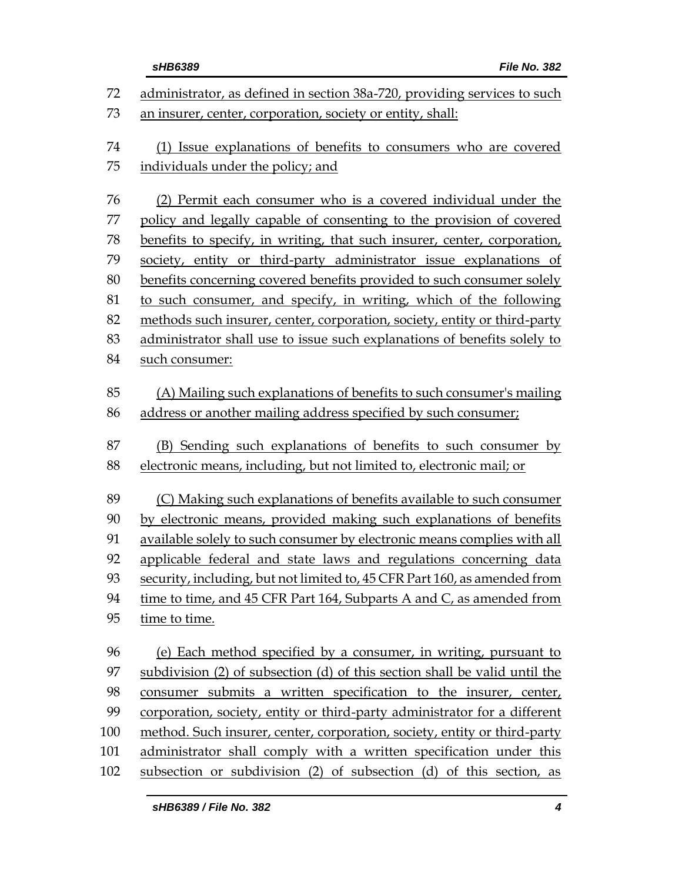administrator, as defined in section 38a-720, providing services to such an insurer, center, corporation, society or entity, shall:

(1) Issue explanations of benefits to consumers who are covered individuals under the policy; and

(2) Permit each consumer who is a covered individual under the policy and legally capable of consenting to the provision of covered benefits to specify, in writing, that such insurer, center, corporation, society, entity or third-party administrator issue explanations of benefits concerning covered benefits provided to such consumer solely to such consumer, and specify, in writing, which of the following methods such insurer, center, corporation, society, entity or third-party administrator shall use to issue such explanations of benefits solely to such consumer:

(A) Mailing such explanations of benefits to such consumer's mailing address or another mailing address specified by such consumer;

(B) Sending such explanations of benefits to such consumer by electronic means, including, but not limited to, electronic mail; or

(C) Making such explanations of benefits available to such consumer by electronic means, provided making such explanations of benefits available solely to such consumer by electronic means complies with all applicable federal and state laws and regulations concerning data security, including, but not limited to, 45 CFR Part 160, as amended from time to time, and 45 CFR Part 164, Subparts A and C, as amended from time to time.

(e) Each method specified by a consumer, in writing, pursuant to subdivision (2) of subsection (d) of this section shall be valid until the consumer submits a written specification to the insurer, center, corporation, society, entity or third-party administrator for a different method. Such insurer, center, corporation, society, entity or third-party administrator shall comply with a written specification under this subsection or subdivision (2) of subsection (d) of this section, as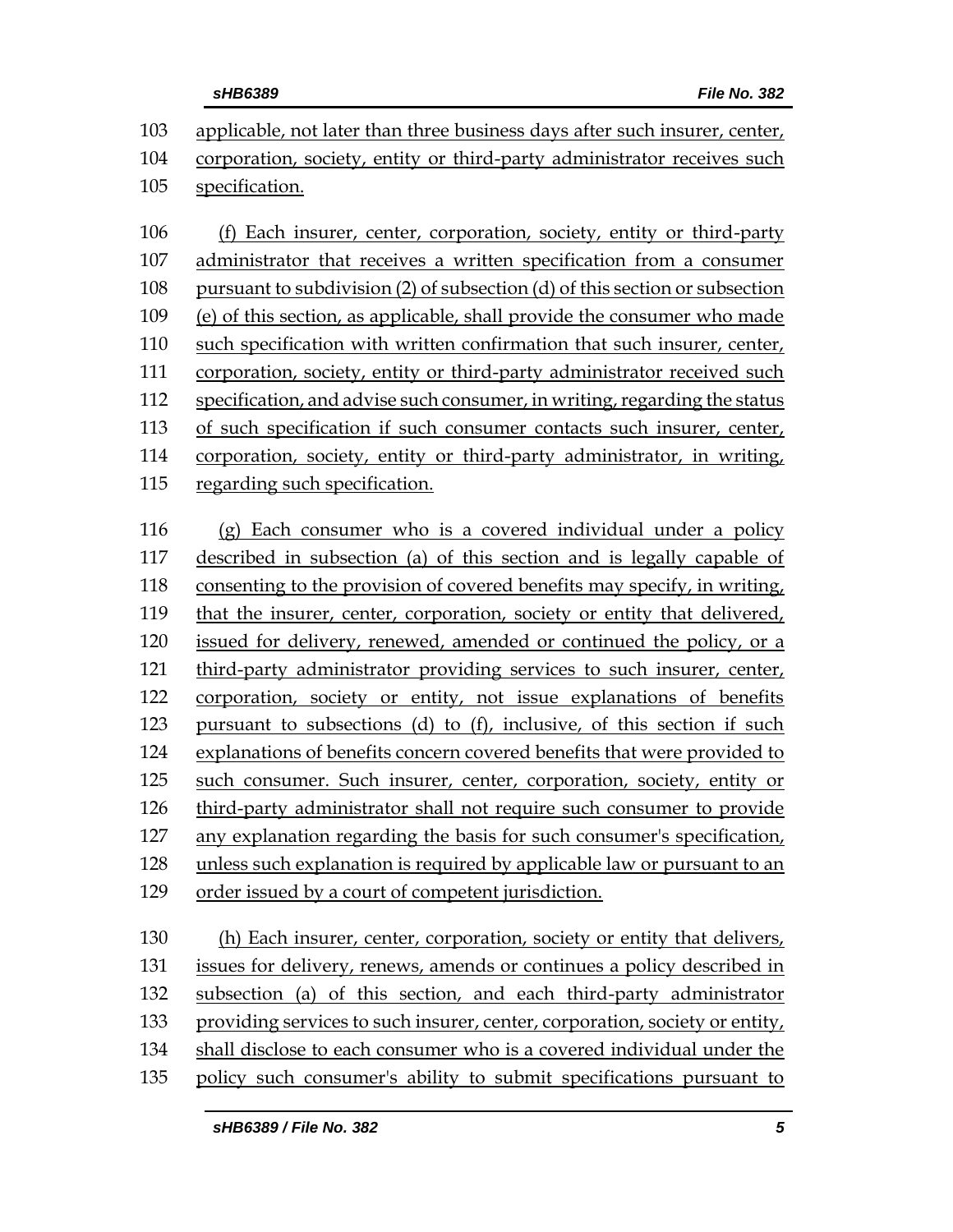103 applicable, not later than three business days after such insurer, center,
104 corporation, society, entity or third-party administrator receives such
105 specification.

106 (f) Each insurer, center, corporation, society, entity or third-party
107 administrator that receives a written specification from a consumer
108 pursuant to subdivision (2) of subsection (d) of this section or subsection
109 (e) of this section, as applicable, shall provide the consumer who made
110 such specification with written confirmation that such insurer, center,
111 corporation, society, entity or third-party administrator received such
112 specification, and advise such consumer, in writing, regarding the status
113 of such specification if such consumer contacts such insurer, center,
114 corporation, society, entity or third-party administrator, in writing,
115 regarding such specification.

116 (g) Each consumer who is a covered individual under a policy
117 described in subsection (a) of this section and is legally capable of
118 consenting to the provision of covered benefits may specify, in writing,
119 that the insurer, center, corporation, society or entity that delivered,
120 issued for delivery, renewed, amended or continued the policy, or a
121 third-party administrator providing services to such insurer, center,
122 corporation, society or entity, not issue explanations of benefits
123 pursuant to subsections (d) to (f), inclusive, of this section if such
124 explanations of benefits concern covered benefits that were provided to
125 such consumer. Such insurer, center, corporation, society, entity or
126 third-party administrator shall not require such consumer to provide
127 any explanation regarding the basis for such consumer's specification,
128 unless such explanation is required by applicable law or pursuant to an
129 order issued by a court of competent jurisdiction.

130 (h) Each insurer, center, corporation, society or entity that delivers,
131 issues for delivery, renews, amends or continues a policy described in
132 subsection (a) of this section, and each third-party administrator
133 providing services to such insurer, center, corporation, society or entity,
134 shall disclose to each consumer who is a covered individual under the
135 policy such consumer's ability to submit specifications pursuant to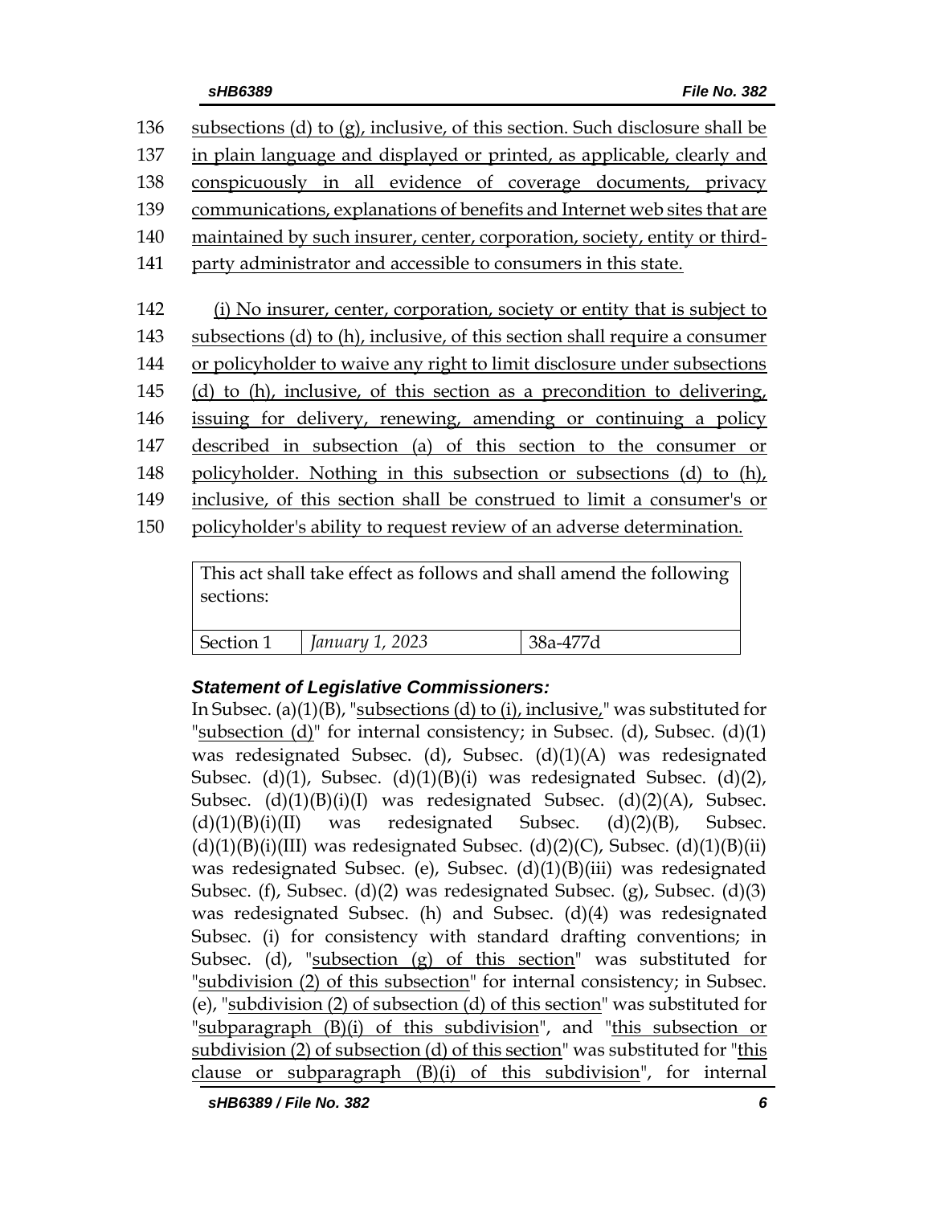136 subsections (d) to (g), inclusive, of this section. Such disclosure shall be
137 in plain language and displayed or printed, as applicable, clearly and
138 conspicuously in all evidence of coverage documents, privacy
139 communications, explanations of benefits and Internet web sites that are
140 maintained by such insurer, center, corporation, society, entity or third-
141 party administrator and accessible to consumers in this state.

142 (i) No insurer, center, corporation, society or entity that is subject to
143 subsections (d) to (h), inclusive, of this section shall require a consumer
144 or policyholder to waive any right to limit disclosure under subsections
145 (d) to (h), inclusive, of this section as a precondition to delivering,
146 issuing for delivery, renewing, amending or continuing a policy
147 described in subsection (a) of this section to the consumer or
148 policyholder. Nothing in this subsection or subsections (d) to (h),
149 inclusive, of this section shall be construed to limit a consumer's or
150 policyholder's ability to request review of an adverse determination.

| This act shall take effect as follows and shall amend the following sections: | | |
|---|---|---|
| Section 1 | *January 1, 2023* | 38a-477d |

***Statement of Legislative Commissioners:***

In Subsec. (a)(1)(B), "subsections (d) to (i), inclusive," was substituted for "subsection (d)" for internal consistency; in Subsec. (d), Subsec. (d)(1) was redesignated Subsec. (d), Subsec. (d)(1)(A) was redesignated Subsec. (d)(1), Subsec. (d)(1)(B)(i) was redesignated Subsec. (d)(2), Subsec. (d)(1)(B)(i)(I) was redesignated Subsec. (d)(2)(A), Subsec. (d)(1)(B)(i)(II) was redesignated Subsec. (d)(2)(B), Subsec. (d)(1)(B)(i)(III) was redesignated Subsec. (d)(2)(C), Subsec. (d)(1)(B)(ii) was redesignated Subsec. (e), Subsec. (d)(1)(B)(iii) was redesignated Subsec. (f), Subsec. (d)(2) was redesignated Subsec. (g), Subsec. (d)(3) was redesignated Subsec. (h) and Subsec. (d)(4) was redesignated Subsec. (i) for consistency with standard drafting conventions; in Subsec. (d), "subsection (g) of this section" was substituted for "subdivision (2) of this subsection" for internal consistency; in Subsec. (e), "subdivision (2) of subsection (d) of this section" was substituted for "subparagraph (B)(i) of this subdivision", and "this subsection or subdivision (2) of subsection (d) of this section" was substituted for "this clause or subparagraph (B)(i) of this subdivision", for internal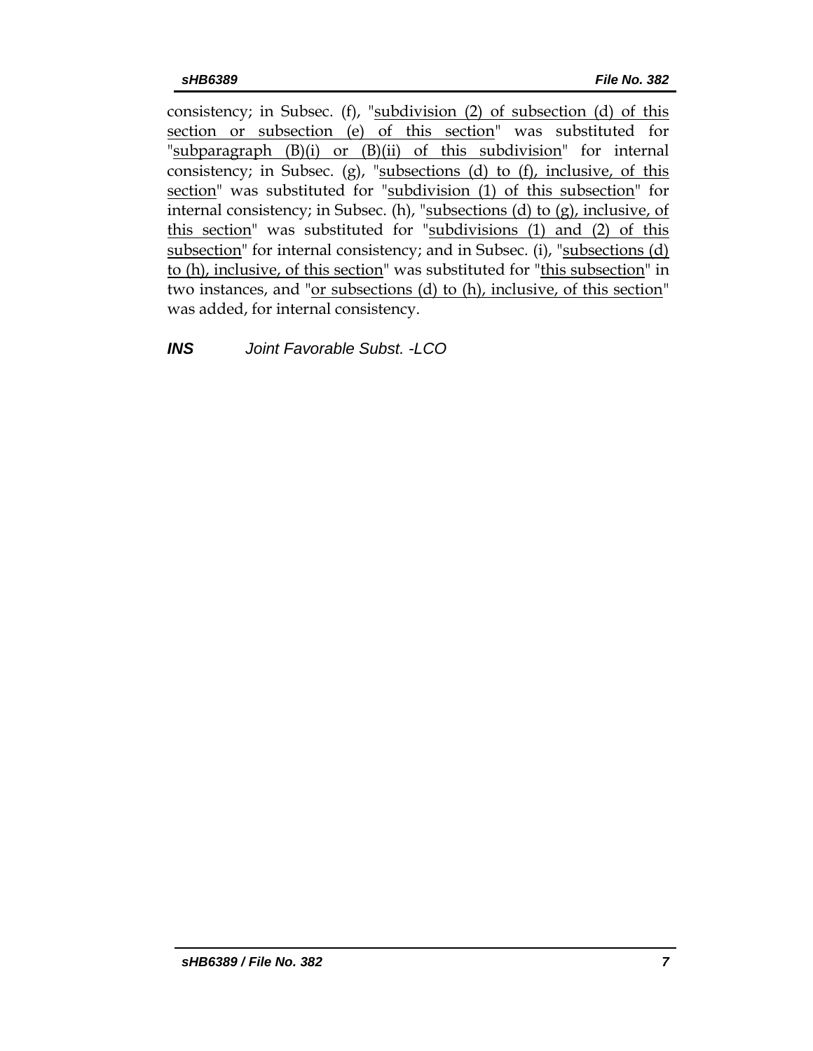consistency; in Subsec. (f), "<u>subdivision (2) of subsection (d) of this section or subsection (e) of this section</u>" was substituted for "<u>subparagraph (B)(i) or (B)(ii) of this subdivision</u>" for internal consistency; in Subsec. (g), "<u>subsections (d) to (f), inclusive, of this section</u>" was substituted for "<u>subdivision (1) of this subsection</u>" for internal consistency; in Subsec. (h), "<u>subsections (d) to (g), inclusive, of this section</u>" was substituted for "<u>subdivisions (1) and (2) of this subsection</u>" for internal consistency; and in Subsec. (i), "<u>subsections (d) to (h), inclusive, of this section</u>" was substituted for "<u>this subsection</u>" in two instances, and "<u>or subsections (d) to (h), inclusive, of this section</u>" was added, for internal consistency.

***INS*** *Joint Favorable Subst. -LCO*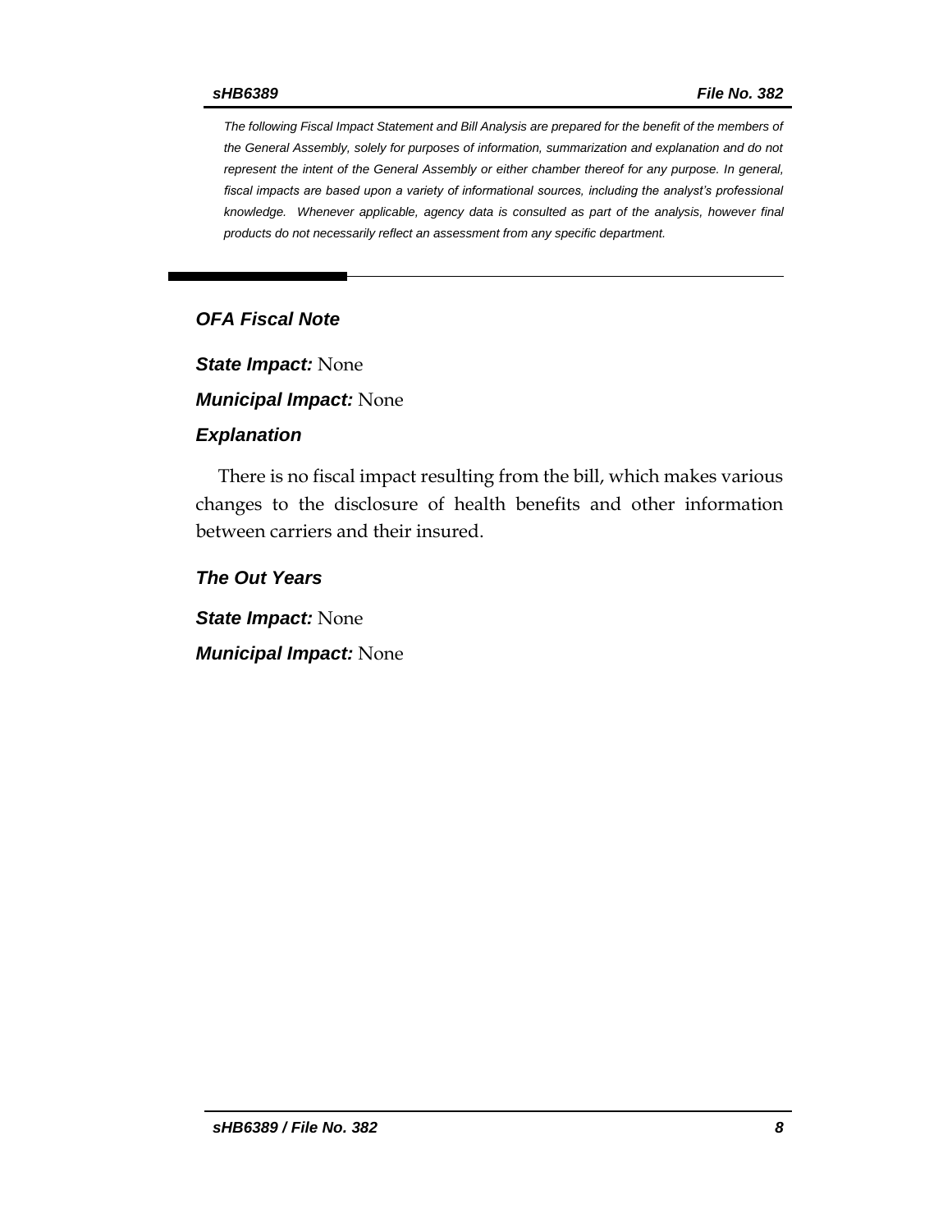*The following Fiscal Impact Statement and Bill Analysis are prepared for the benefit of the members of the General Assembly, solely for purposes of information, summarization and explanation and do not represent the intent of the General Assembly or either chamber thereof for any purpose. In general, fiscal impacts are based upon a variety of informational sources, including the analyst's professional knowledge. Whenever applicable, agency data is consulted as part of the analysis, however final products do not necessarily reflect an assessment from any specific department.*

## *OFA Fiscal Note*

***State Impact:*** None

***Municipal Impact:*** None

### *Explanation*

There is no fiscal impact resulting from the bill, which makes various changes to the disclosure of health benefits and other information between carriers and their insured.

### *The Out Years*

***State Impact:*** None

***Municipal Impact:*** None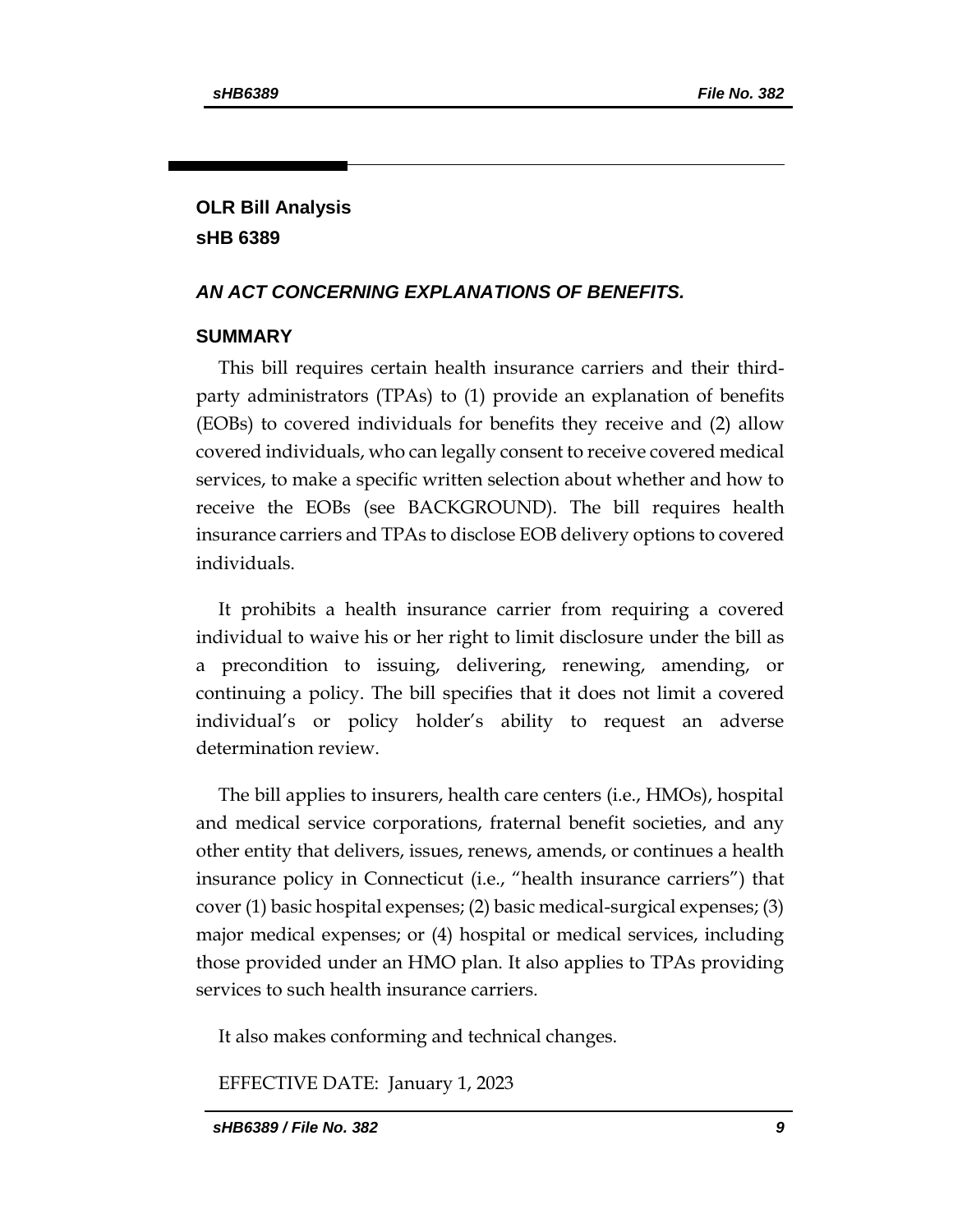## OLR Bill Analysis
## sHB 6389

### *AN ACT CONCERNING EXPLANATIONS OF BENEFITS.*

### SUMMARY

This bill requires certain health insurance carriers and their third-party administrators (TPAs) to (1) provide an explanation of benefits (EOBs) to covered individuals for benefits they receive and (2) allow covered individuals, who can legally consent to receive covered medical services, to make a specific written selection about whether and how to receive the EOBs (see BACKGROUND). The bill requires health insurance carriers and TPAs to disclose EOB delivery options to covered individuals.

It prohibits a health insurance carrier from requiring a covered individual to waive his or her right to limit disclosure under the bill as a precondition to issuing, delivering, renewing, amending, or continuing a policy. The bill specifies that it does not limit a covered individual's or policy holder's ability to request an adverse determination review.

The bill applies to insurers, health care centers (i.e., HMOs), hospital and medical service corporations, fraternal benefit societies, and any other entity that delivers, issues, renews, amends, or continues a health insurance policy in Connecticut (i.e., "health insurance carriers") that cover (1) basic hospital expenses; (2) basic medical-surgical expenses; (3) major medical expenses; or (4) hospital or medical services, including those provided under an HMO plan. It also applies to TPAs providing services to such health insurance carriers.

It also makes conforming and technical changes.

EFFECTIVE DATE: January 1, 2023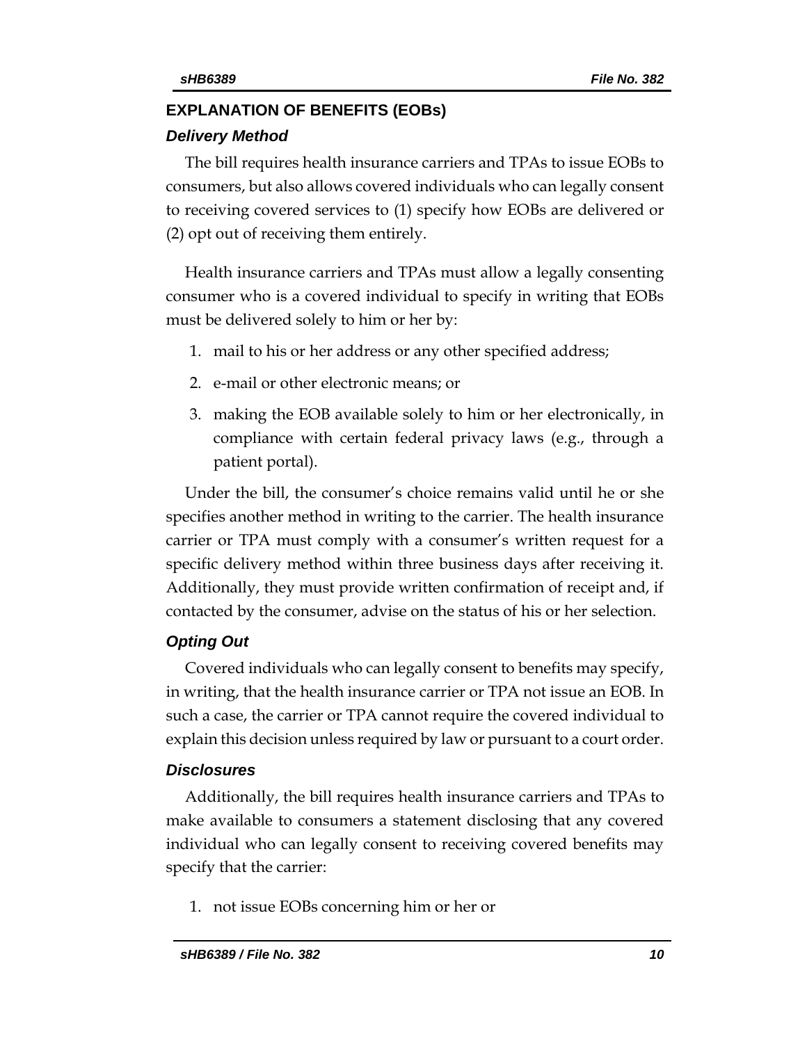## EXPLANATION OF BENEFITS (EOBs)

### *Delivery Method*

The bill requires health insurance carriers and TPAs to issue EOBs to consumers, but also allows covered individuals who can legally consent to receiving covered services to (1) specify how EOBs are delivered or (2) opt out of receiving them entirely.

Health insurance carriers and TPAs must allow a legally consenting consumer who is a covered individual to specify in writing that EOBs must be delivered solely to him or her by:

1. mail to his or her address or any other specified address;
2. e-mail or other electronic means; or
3. making the EOB available solely to him or her electronically, in compliance with certain federal privacy laws (e.g., through a patient portal).

Under the bill, the consumer's choice remains valid until he or she specifies another method in writing to the carrier. The health insurance carrier or TPA must comply with a consumer's written request for a specific delivery method within three business days after receiving it. Additionally, they must provide written confirmation of receipt and, if contacted by the consumer, advise on the status of his or her selection.

### *Opting Out*

Covered individuals who can legally consent to benefits may specify, in writing, that the health insurance carrier or TPA not issue an EOB. In such a case, the carrier or TPA cannot require the covered individual to explain this decision unless required by law or pursuant to a court order.

### *Disclosures*

Additionally, the bill requires health insurance carriers and TPAs to make available to consumers a statement disclosing that any covered individual who can legally consent to receiving covered benefits may specify that the carrier:

1. not issue EOBs concerning him or her or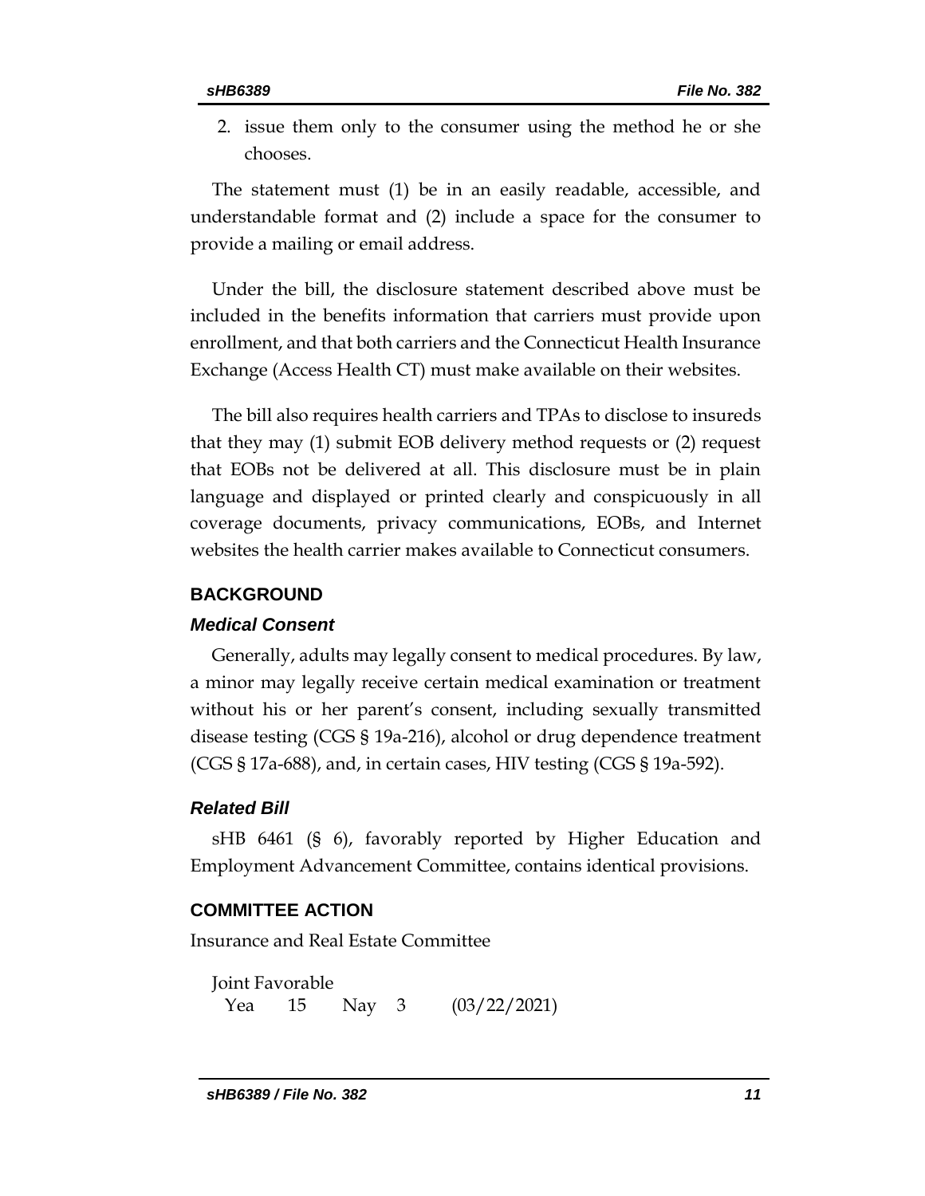2. issue them only to the consumer using the method he or she chooses.

The statement must (1) be in an easily readable, accessible, and understandable format and (2) include a space for the consumer to provide a mailing or email address.

Under the bill, the disclosure statement described above must be included in the benefits information that carriers must provide upon enrollment, and that both carriers and the Connecticut Health Insurance Exchange (Access Health CT) must make available on their websites.

The bill also requires health carriers and TPAs to disclose to insureds that they may (1) submit EOB delivery method requests or (2) request that EOBs not be delivered at all. This disclosure must be in plain language and displayed or printed clearly and conspicuously in all coverage documents, privacy communications, EOBs, and Internet websites the health carrier makes available to Connecticut consumers.

## BACKGROUND

### *Medical Consent*

Generally, adults may legally consent to medical procedures. By law, a minor may legally receive certain medical examination or treatment without his or her parent's consent, including sexually transmitted disease testing (CGS § 19a-216), alcohol or drug dependence treatment (CGS § 17a-688), and, in certain cases, HIV testing (CGS § 19a-592).

### *Related Bill*

sHB 6461 (§ 6), favorably reported by Higher Education and Employment Advancement Committee, contains identical provisions.

## COMMITTEE ACTION

Insurance and Real Estate Committee

Joint Favorable
Yea 15 Nay 3 (03/22/2021)